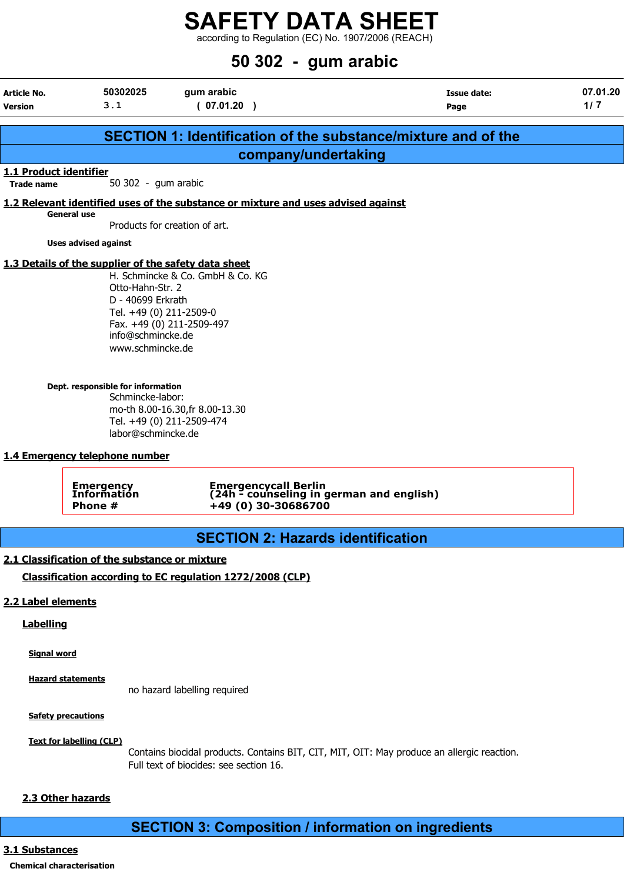# SAFETY DATA SHEET

according to Regulation (EC) No. 1907/2006 (REACH)

# 50 302 - gum arabic

| Article No. | 50302025 | gum arabic | Issue date: | 07.01.20 |
|---|---|---|---|---|
| Version | 3 . 1 | ( 07.01.20 ) | Page | 1/ 7 |

## SECTION 1: Identification of the substance/mixture and of the company/undertaking

### 1.1 Product identifier

**Trade name** 50 302 - gum arabic

### 1.2 Relevant identified uses of the substance or mixture and uses advised against

**General use**

Products for creation of art.

**Uses advised against**

### 1.3 Details of the supplier of the safety data sheet

H. Schmincke & Co. GmbH & Co. KG
Otto-Hahn-Str. 2
D - 40699 Erkrath
Tel. +49 (0) 211-2509-0
Fax. +49 (0) 211-2509-497
info@schmincke.de
www.schmincke.de

**Dept. responsible for information**

Schmincke-labor:
mo-th 8.00-16.30,fr 8.00-13.30
Tel. +49 (0) 211-2509-474
labor@schmincke.de

### 1.4 Emergency telephone number

| Emergency Information Phone # | Emergencycall Berlin (24h - counseling in german and english) +49 (0) 30-30686700 |
|---|---|

## SECTION 2: Hazards identification

### 2.1 Classification of the substance or mixture

**Classification according to EC regulation 1272/2008 (CLP)**

### 2.2 Label elements

**Labelling**

**Signal word**

**Hazard statements**

no hazard labelling required

**Safety precautions**

**Text for labelling (CLP)**

Contains biocidal products. Contains BIT, CIT, MIT, OIT: May produce an allergic reaction.
Full text of biocides: see section 16.

### 2.3 Other hazards

## SECTION 3: Composition / information on ingredients

### 3.1 Substances

**Chemical characterisation**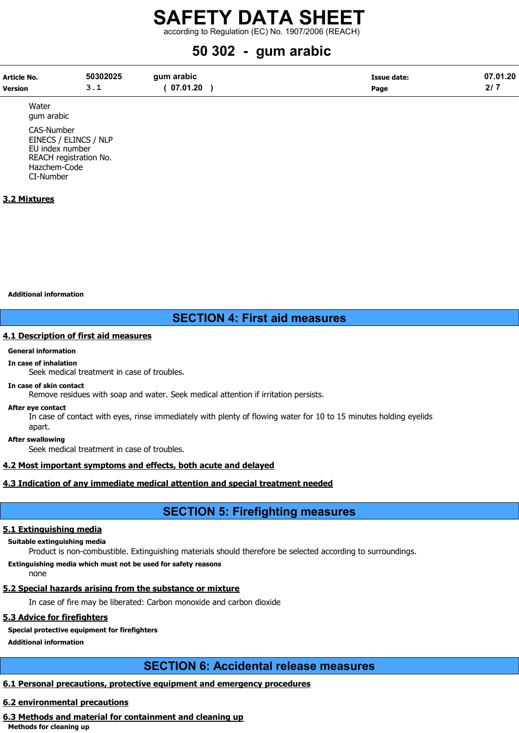Water
gum arabic

CAS-Number
EINECS / ELINCS / NLP
EU index number
REACH registration No.
Hazchem-Code
CI-Number

### 3.2 Mixtures

**Additional information**

## SECTION 4: First aid measures

### 4.1 Description of first aid measures

**General information**

**In case of inhalation**
Seek medical treatment in case of troubles.

**In case of skin contact**
Remove residues with soap and water. Seek medical attention if irritation persists.

**After eye contact**
In case of contact with eyes, rinse immediately with plenty of flowing water for 10 to 15 minutes holding eyelids apart.

**After swallowing**
Seek medical treatment in case of troubles.

### 4.2 Most important symptoms and effects, both acute and delayed

### 4.3 Indication of any immediate medical attention and special treatment needed

## SECTION 5: Firefighting measures

### 5.1 Extinguishing media

**Suitable extinguishing media**
Product is non-combustible. Extinguishing materials should therefore be selected according to surroundings.

**Extinguishing media which must not be used for safety reasons**
none

### 5.2 Special hazards arising from the substance or mixture

In case of fire may be liberated: Carbon monoxide and carbon dioxide

### 5.3 Advice for firefighters

**Special protective equipment for firefighters**

**Additional information**

## SECTION 6: Accidental release measures

### 6.1 Personal precautions, protective equipment and emergency procedures

### 6.2 environmental precautions

### 6.3 Methods and material for containment and cleaning up

**Methods for cleaning up**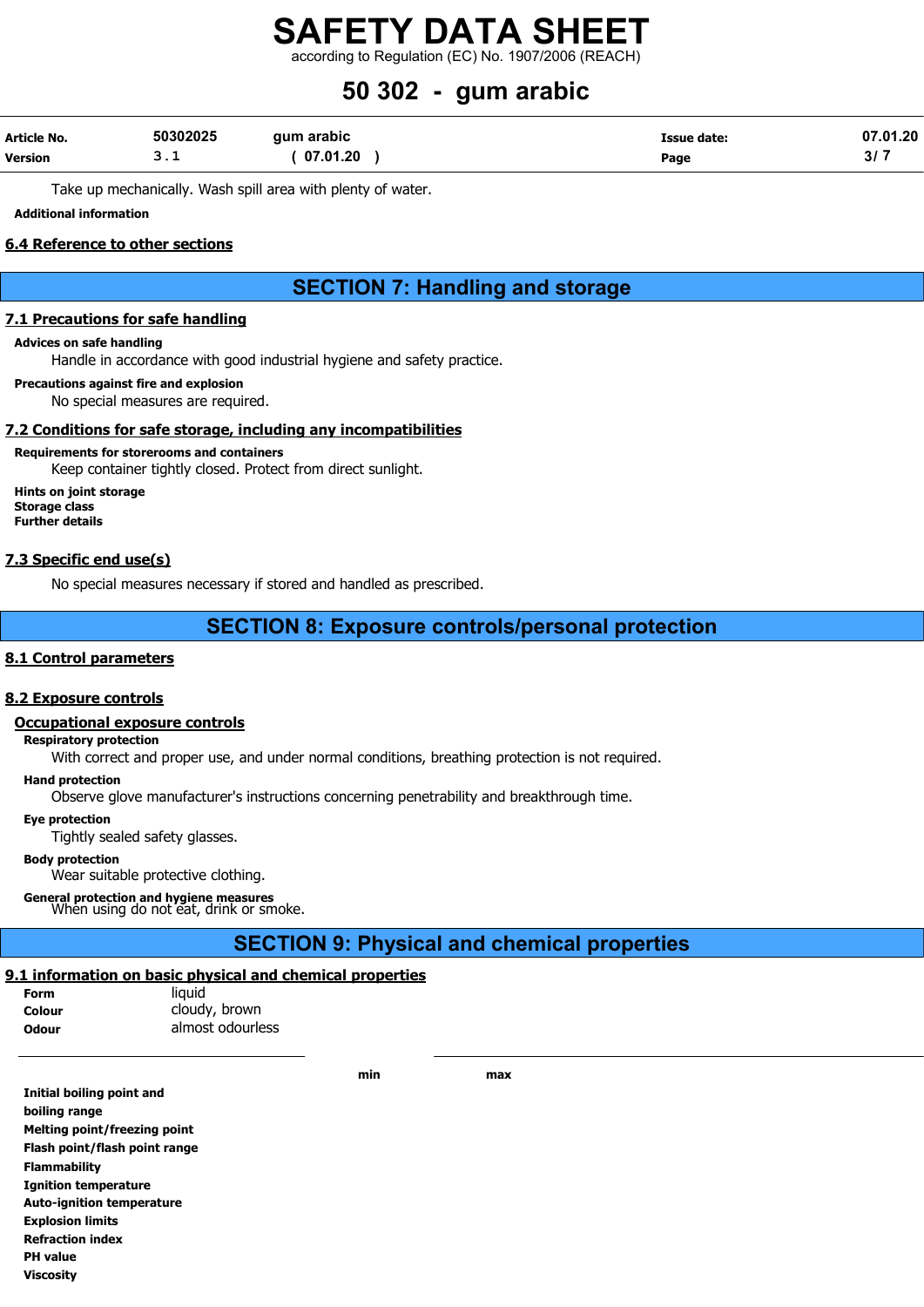Take up mechanically. Wash spill area with plenty of water.

**Additional information**

### 6.4 Reference to other sections

## SECTION 7: Handling and storage

### 7.1 Precautions for safe handling

**Advices on safe handling**

Handle in accordance with good industrial hygiene and safety practice.

**Precautions against fire and explosion**

No special measures are required.

### 7.2 Conditions for safe storage, including any incompatibilities

**Requirements for storerooms and containers**

Keep container tightly closed. Protect from direct sunlight.

**Hints on joint storage**
**Storage class**
**Further details**

### 7.3 Specific end use(s)

No special measures necessary if stored and handled as prescribed.

## SECTION 8: Exposure controls/personal protection

### 8.1 Control parameters

### 8.2 Exposure controls

#### Occupational exposure controls

**Respiratory protection**

With correct and proper use, and under normal conditions, breathing protection is not required.

**Hand protection**

Observe glove manufacturer's instructions concerning penetrability and breakthrough time.

**Eye protection**

Tightly sealed safety glasses.

**Body protection**

Wear suitable protective clothing.

**General protection and hygiene measures**

When using do not eat, drink or smoke.

## SECTION 9: Physical and chemical properties

### 9.1 information on basic physical and chemical properties

| | |
|---|---|
| **Form** | liquid |
| **Colour** | cloudy, brown |
| **Odour** | almost odourless |

| | min | max |
|---|---|---|
| **Initial boiling point and boiling range** | | |
| **Melting point/freezing point** | | |
| **Flash point/flash point range** | | |
| **Flammability** | | |
| **Ignition temperature** | | |
| **Auto-ignition temperature** | | |
| **Explosion limits** | | |
| **Refraction index** | | |
| **PH value** | | |
| **Viscosity** | | |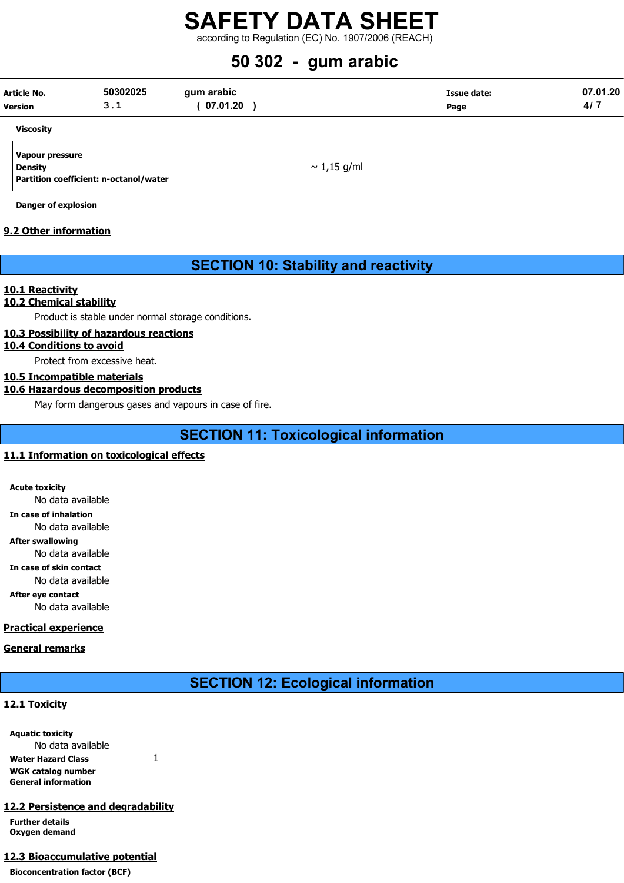**Viscosity**

| | | |
|---|---|---|
| **Vapour pressure**<br>**Density**<br>**Partition coefficient: n-octanol/water** | ~ 1,15 g/ml | |

**Danger of explosion**

### 9.2 Other information

## SECTION 10: Stability and reactivity

### 10.1 Reactivity

### 10.2 Chemical stability

Product is stable under normal storage conditions.

### 10.3 Possibility of hazardous reactions

### 10.4 Conditions to avoid

Protect from excessive heat.

### 10.5 Incompatible materials

### 10.6 Hazardous decomposition products

May form dangerous gases and vapours in case of fire.

## SECTION 11: Toxicological information

### 11.1 Information on toxicological effects

**Acute toxicity**
No data available

**In case of inhalation**
No data available

**After swallowing**
No data available

**In case of skin contact**
No data available

**After eye contact**
No data available

### Practical experience

### General remarks

## SECTION 12: Ecological information

### 12.1 Toxicity

**Aquatic toxicity**
No data available

**Water Hazard Class** 1

**WGK catalog number**

**General information**

### 12.2 Persistence and degradability

**Further details**

**Oxygen demand**

### 12.3 Bioaccumulative potential

**Bioconcentration factor (BCF)**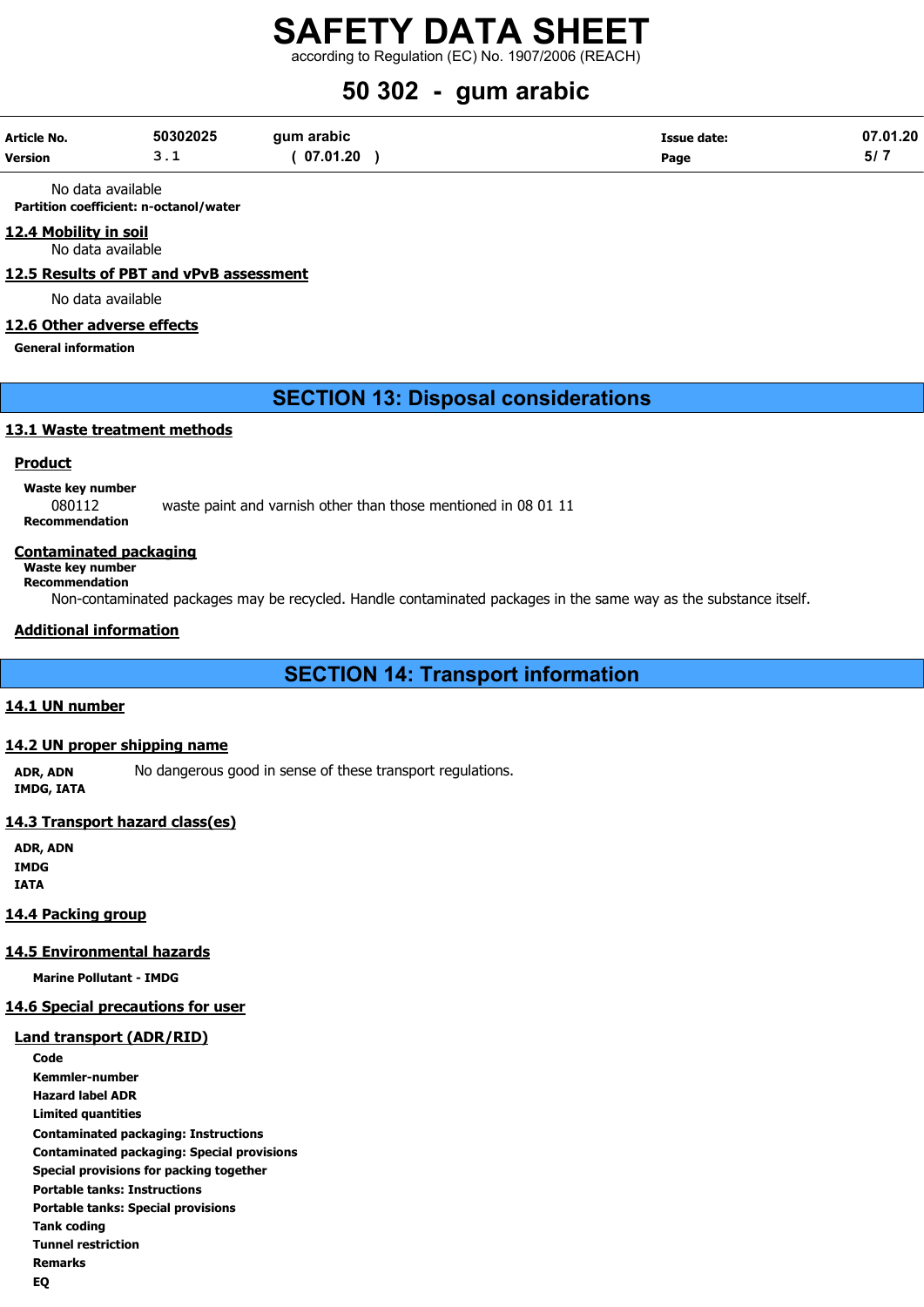No data available

**Partition coefficient: n-octanol/water**

### 12.4 Mobility in soil

No data available

### 12.5 Results of PBT and vPvB assessment

No data available

### 12.6 Other adverse effects

**General information**

## SECTION 13: Disposal considerations

### 13.1 Waste treatment methods

#### Product

**Waste key number**

080112 waste paint and varnish other than those mentioned in 08 01 11

**Recommendation**

#### Contaminated packaging

**Waste key number**

**Recommendation**

Non-contaminated packages may be recycled. Handle contaminated packages in the same way as the substance itself.

#### Additional information

## SECTION 14: Transport information

### 14.1 UN number

### 14.2 UN proper shipping name

**ADR, ADN** No dangerous good in sense of these transport regulations.

**IMDG, IATA**

### 14.3 Transport hazard class(es)

**ADR, ADN**

**IMDG**

**IATA**

### 14.4 Packing group

### 14.5 Environmental hazards

**Marine Pollutant - IMDG**

### 14.6 Special precautions for user

#### Land transport (ADR/RID)

**Code**

**Kemmler-number**

**Hazard label ADR**

**Limited quantities**

**Contaminated packaging: Instructions**

**Contaminated packaging: Special provisions**

**Special provisions for packing together**

**Portable tanks: Instructions**

**Portable tanks: Special provisions**

**Tank coding**

**Tunnel restriction**

**Remarks**

**EQ**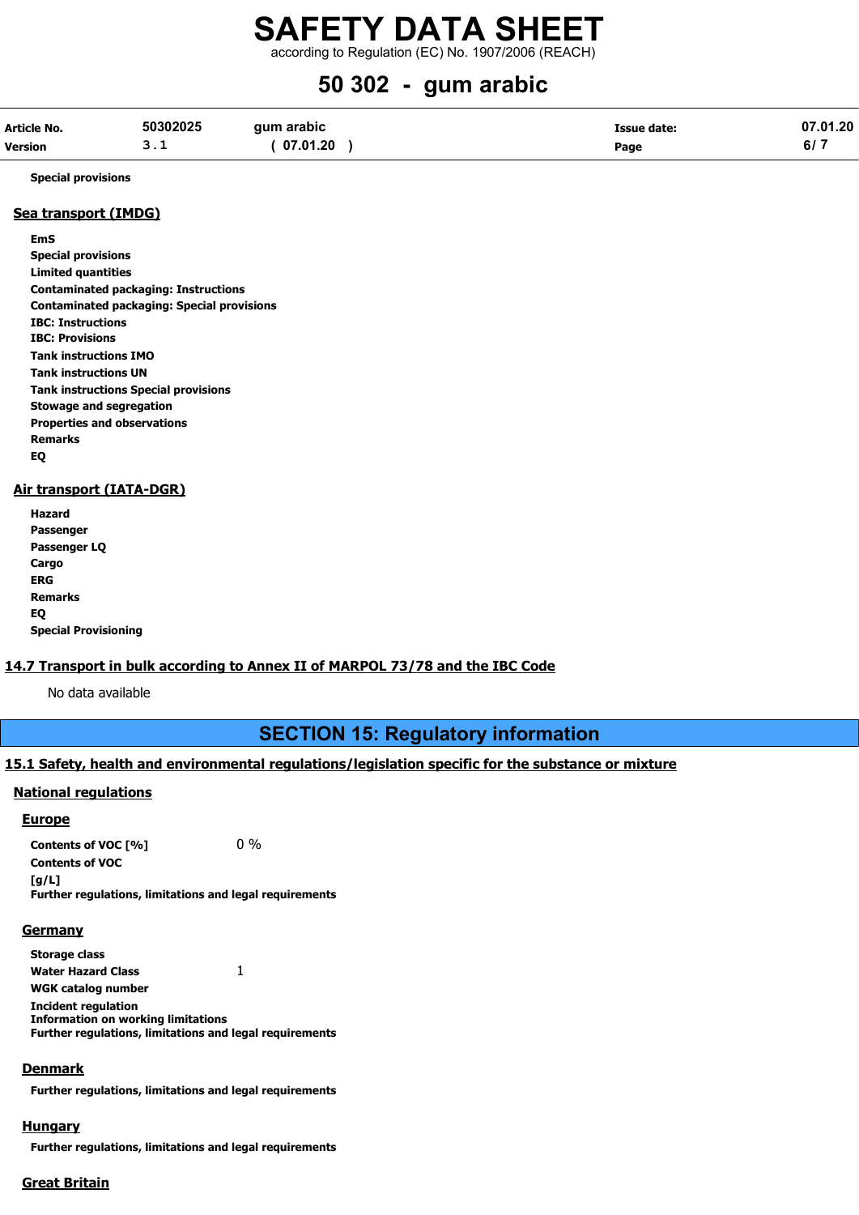**Special provisions**

### Sea transport (IMDG)

**EmS**
**Special provisions**
**Limited quantities**
**Contaminated packaging: Instructions**
**Contaminated packaging: Special provisions**
**IBC: Instructions**
**IBC: Provisions**
**Tank instructions IMO**
**Tank instructions UN**
**Tank instructions Special provisions**
**Stowage and segregation**
**Properties and observations**
**Remarks**
**EQ**

### Air transport (IATA-DGR)

**Hazard**
**Passenger**
**Passenger LQ**
**Cargo**
**ERG**
**Remarks**
**EQ**
**Special Provisioning**

## 14.7 Transport in bulk according to Annex II of MARPOL 73/78 and the IBC Code

No data available

# SECTION 15: Regulatory information

## 15.1 Safety, health and environmental regulations/legislation specific for the substance or mixture

### National regulations

#### Europe

**Contents of VOC [%]** 0 %
**Contents of VOC [g/L]**
**Further regulations, limitations and legal requirements**

#### Germany

**Storage class**
**Water Hazard Class** 1
**WGK catalog number**
**Incident regulation**
**Information on working limitations**
**Further regulations, limitations and legal requirements**

#### Denmark

**Further regulations, limitations and legal requirements**

#### Hungary

**Further regulations, limitations and legal requirements**

#### Great Britain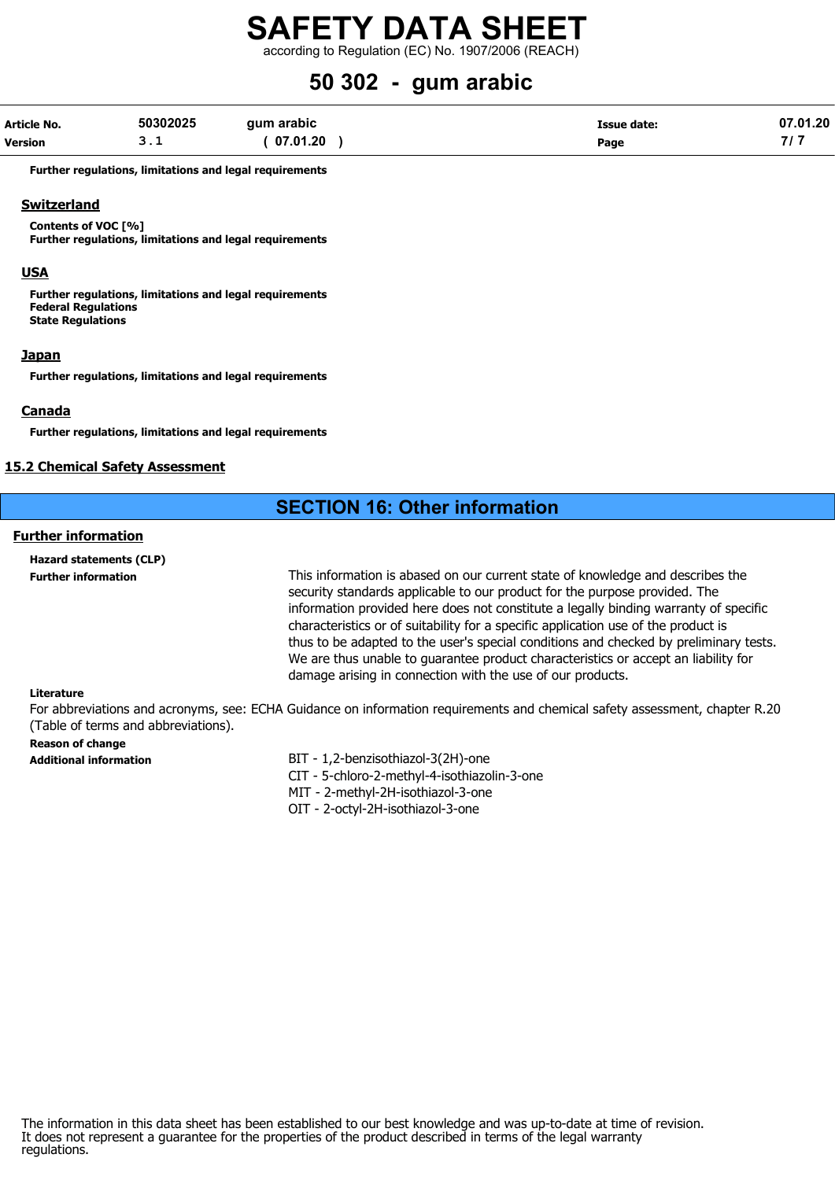**Further regulations, limitations and legal requirements**

### Switzerland

**Contents of VOC [%]**
**Further regulations, limitations and legal requirements**

### USA

**Further regulations, limitations and legal requirements**
**Federal Regulations**
**State Regulations**

### Japan

**Further regulations, limitations and legal requirements**

### Canada

**Further regulations, limitations and legal requirements**

## 15.2 Chemical Safety Assessment

# SECTION 16: Other information

## Further information

**Hazard statements (CLP)**

**Further information**

This information is abased on our current state of knowledge and describes the security standards applicable to our product for the purpose provided. The information provided here does not constitute a legally binding warranty of specific characteristics or of suitability for a specific application use of the product is thus to be adapted to the user's special conditions and checked by preliminary tests. We are thus unable to guarantee product characteristics or accept an liability for damage arising in connection with the use of our products.

**Literature**

For abbreviations and acronyms, see: ECHA Guidance on information requirements and chemical safety assessment, chapter R.20 (Table of terms and abbreviations).

**Reason of change**

**Additional information**

BIT - 1,2-benzisothiazol-3(2H)-one
CIT - 5-chloro-2-methyl-4-isothiazolin-3-one
MIT - 2-methyl-2H-isothiazol-3-one
OIT - 2-octyl-2H-isothiazol-3-one

The information in this data sheet has been established to our best knowledge and was up-to-date at time of revision. It does not represent a guarantee for the properties of the product described in terms of the legal warranty regulations.